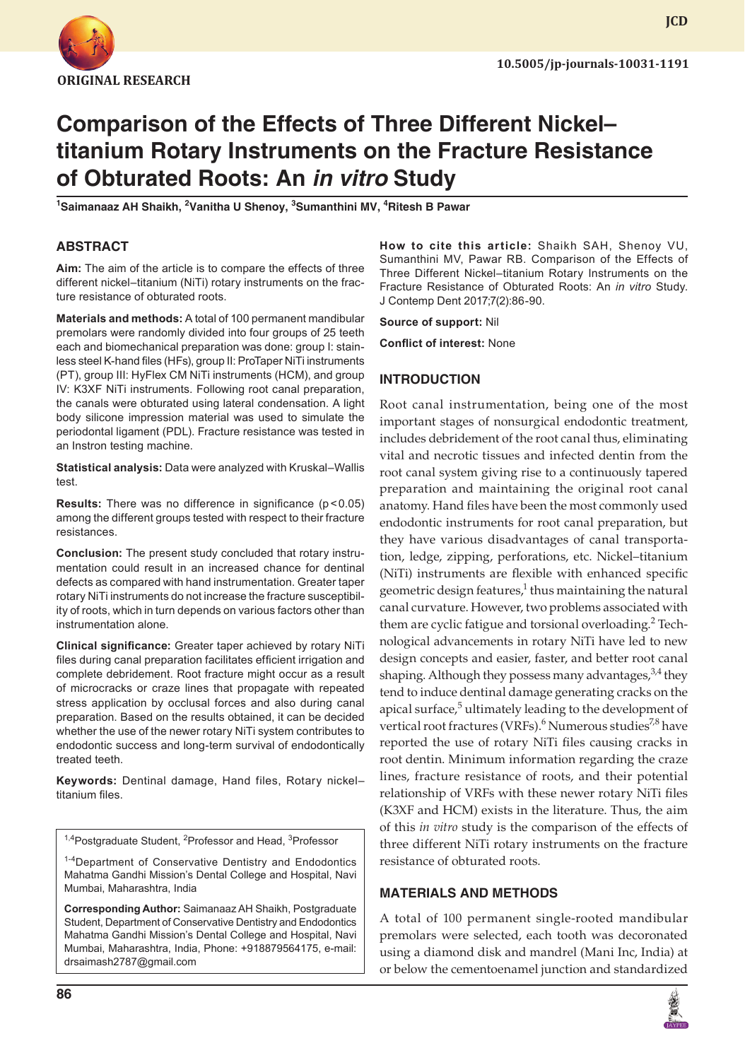ORIGINAL RESEARCH

10.5005/jp-journals-10031-1191

# Comparison of the Effects of Three Different Nickel–titanium Rotary Instruments on the Fracture Resistance of Obturated Roots: An *in vitro* Study

[1]Saimanaaz AH Shaikh, [2]Vanitha U Shenoy, [3]Sumanthini MV, [4]Ritesh B Pawar

## ABSTRACT

**Aim:** The aim of the article is to compare the effects of three different nickel–titanium (NiTi) rotary instruments on the fracture resistance of obturated roots.

**Materials and methods:** A total of 100 permanent mandibular premolars were randomly divided into four groups of 25 teeth each and biomechanical preparation was done: group I: stainless steel K-hand files (HFs), group II: ProTaper NiTi instruments (PT), group III: HyFlex CM NiTi instruments (HCM), and group IV: K3XF NiTi instruments. Following root canal preparation, the canals were obturated using lateral condensation. A light body silicone impression material was used to simulate the periodontal ligament (PDL). Fracture resistance was tested in an Instron testing machine.

**Statistical analysis:** Data were analyzed with Kruskal–Wallis test.

**Results:** There was no difference in significance ($p < 0.05$) among the different groups tested with respect to their fracture resistances.

**Conclusion:** The present study concluded that rotary instrumentation could result in an increased chance for dentinal defects as compared with hand instrumentation. Greater taper rotary NiTi instruments do not increase the fracture susceptibility of roots, which in turn depends on various factors other than instrumentation alone.

**Clinical significance:** Greater taper achieved by rotary NiTi files during canal preparation facilitates efficient irrigation and complete debridement. Root fracture might occur as a result of microcracks or craze lines that propagate with repeated stress application by occlusal forces and also during canal preparation. Based on the results obtained, it can be decided whether the use of the newer rotary NiTi system contributes to endodontic success and long-term survival of endodontically treated teeth.

**Keywords:** Dentinal damage, Hand files, Rotary nickel–titanium files.

**How to cite this article:** Shaikh SAH, Shenoy VU, Sumanthini MV, Pawar RB. Comparison of the Effects of Three Different Nickel–titanium Rotary Instruments on the Fracture Resistance of Obturated Roots: An *in vitro* Study. J Contemp Dent 2017;7(2):86-90.

**Source of support:** Nil

**Conflict of interest:** None

[1,4]Postgraduate Student, [2]Professor and Head, [3]Professor

[1-4]Department of Conservative Dentistry and Endodontics Mahatma Gandhi Mission's Dental College and Hospital, Navi Mumbai, Maharashtra, India

**Corresponding Author:** Saimanaaz AH Shaikh, Postgraduate Student, Department of Conservative Dentistry and Endodontics Mahatma Gandhi Mission's Dental College and Hospital, Navi Mumbai, Maharashtra, India, Phone: +918879564175, e-mail: drsaimash2787@gmail.com

## INTRODUCTION

Root canal instrumentation, being one of the most important stages of nonsurgical endodontic treatment, includes debridement of the root canal thus, eliminating vital and necrotic tissues and infected dentin from the root canal system giving rise to a continuously tapered preparation and maintaining the original root canal anatomy. Hand files have been the most commonly used endodontic instruments for root canal preparation, but they have various disadvantages of canal transportation, ledge, zipping, perforations, etc. Nickel–titanium (NiTi) instruments are flexible with enhanced specific geometric design features,[1] thus maintaining the natural canal curvature. However, two problems associated with them are cyclic fatigue and torsional overloading.[2] Technological advancements in rotary NiTi have led to new design concepts and easier, faster, and better root canal shaping. Although they possess many advantages,[3,4] they tend to induce dentinal damage generating cracks on the apical surface,[5] ultimately leading to the development of vertical root fractures (VRFs).[6] Numerous studies[7,8] have reported the use of rotary NiTi files causing cracks in root dentin. Minimum information regarding the craze lines, fracture resistance of roots, and their potential relationship of VRFs with these newer rotary NiTi files (K3XF and HCM) exists in the literature. Thus, the aim of this *in vitro* study is the comparison of the effects of three different NiTi rotary instruments on the fracture resistance of obturated roots.

## MATERIALS AND METHODS

A total of 100 permanent single-rooted mandibular premolars were selected, each tooth was decoronated using a diamond disk and mandrel (Mani Inc, India) at or below the cementoenamel junction and standardized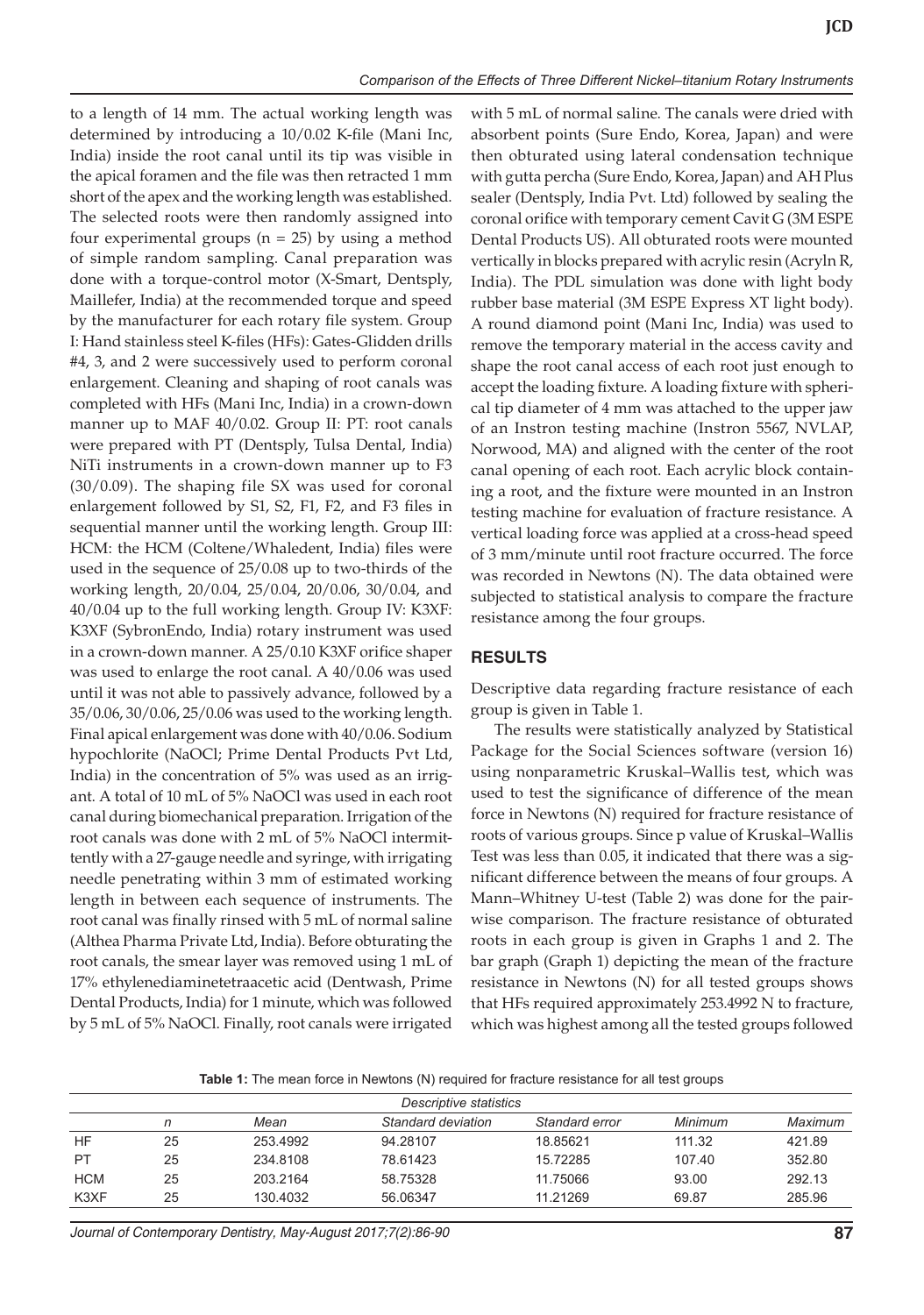to a length of 14 mm. The actual working length was determined by introducing a 10/0.02 K-file (Mani Inc, India) inside the root canal until its tip was visible in the apical foramen and the file was then retracted 1 mm short of the apex and the working length was established. The selected roots were then randomly assigned into four experimental groups (n = 25) by using a method of simple random sampling. Canal preparation was done with a torque-control motor (X-Smart, Dentsply, Maillefer, India) at the recommended torque and speed by the manufacturer for each rotary file system. Group I: Hand stainless steel K-files (HFs): Gates-Glidden drills #4, 3, and 2 were successively used to perform coronal enlargement. Cleaning and shaping of root canals was completed with HFs (Mani Inc, India) in a crown-down manner up to MAF 40/0.02. Group II: PT: root canals were prepared with PT (Dentsply, Tulsa Dental, India) NiTi instruments in a crown-down manner up to F3 (30/0.09). The shaping file SX was used for coronal enlargement followed by S1, S2, F1, F2, and F3 files in sequential manner until the working length. Group III: HCM: the HCM (Coltene/Whaledent, India) files were used in the sequence of 25/0.08 up to two-thirds of the working length, 20/0.04, 25/0.04, 20/0.06, 30/0.04, and 40/0.04 up to the full working length. Group IV: K3XF: K3XF (SybronEndo, India) rotary instrument was used in a crown-down manner. A 25/0.10 K3XF orifice shaper was used to enlarge the root canal. A 40/0.06 was used until it was not able to passively advance, followed by a 35/0.06, 30/0.06, 25/0.06 was used to the working length. Final apical enlargement was done with 40/0.06. Sodium hypochlorite (NaOCl; Prime Dental Products Pvt Ltd, India) in the concentration of 5% was used as an irrigant. A total of 10 mL of 5% NaOCl was used in each root canal during biomechanical preparation. Irrigation of the root canals was done with 2 mL of 5% NaOCl intermittently with a 27-gauge needle and syringe, with irrigating needle penetrating within 3 mm of estimated working length in between each sequence of instruments. The root canal was finally rinsed with 5 mL of normal saline (Althea Pharma Private Ltd, India). Before obturating the root canals, the smear layer was removed using 1 mL of 17% ethylenediaminetetraacetic acid (Dentwash, Prime Dental Products, India) for 1 minute, which was followed by 5 mL of 5% NaOCl. Finally, root canals were irrigated with 5 mL of normal saline. The canals were dried with absorbent points (Sure Endo, Korea, Japan) and were then obturated using lateral condensation technique with gutta percha (Sure Endo, Korea, Japan) and AH Plus sealer (Dentsply, India Pvt. Ltd) followed by sealing the coronal orifice with temporary cement Cavit G (3M ESPE Dental Products US). All obturated roots were mounted vertically in blocks prepared with acrylic resin (Acryln R, India). The PDL simulation was done with light body rubber base material (3M ESPE Express XT light body). A round diamond point (Mani Inc, India) was used to remove the temporary material in the access cavity and shape the root canal access of each root just enough to accept the loading fixture. A loading fixture with spherical tip diameter of 4 mm was attached to the upper jaw of an Instron testing machine (Instron 5567, NVLAP, Norwood, MA) and aligned with the center of the root canal opening of each root. Each acrylic block containing a root, and the fixture were mounted in an Instron testing machine for evaluation of fracture resistance. A vertical loading force was applied at a cross-head speed of 3 mm/minute until root fracture occurred. The force was recorded in Newtons (N). The data obtained were subjected to statistical analysis to compare the fracture resistance among the four groups.

## RESULTS

Descriptive data regarding fracture resistance of each group is given in Table 1.

The results were statistically analyzed by Statistical Package for the Social Sciences software (version 16) using nonparametric Kruskal–Wallis test, which was used to test the significance of difference of the mean force in Newtons (N) required for fracture resistance of roots of various groups. Since p value of Kruskal–Wallis Test was less than 0.05, it indicated that there was a significant difference between the means of four groups. A Mann–Whitney U-test (Table 2) was done for the pairwise comparison. The fracture resistance of obturated roots in each group is given in Graphs 1 and 2. The bar graph (Graph 1) depicting the mean of the fracture resistance in Newtons (N) for all tested groups shows that HFs required approximately 253.4992 N to fracture, which was highest among all the tested groups followed

**Table 1:** The mean force in Newtons (N) required for fracture resistance for all test groups

| *Descriptive statistics* | | | | | | |
|---|---|---|---|---|---|---|
| | *n* | *Mean* | *Standard deviation* | *Standard error* | *Minimum* | *Maximum* |
| HF | 25 | 253.4992 | 94.28107 | 18.85621 | 111.32 | 421.89 |
| PT | 25 | 234.8108 | 78.61423 | 15.72285 | 107.40 | 352.80 |
| HCM | 25 | 203.2164 | 58.75328 | 11.75066 | 93.00 | 292.13 |
| K3XF | 25 | 130.4032 | 56.06347 | 11.21269 | 69.87 | 285.96 |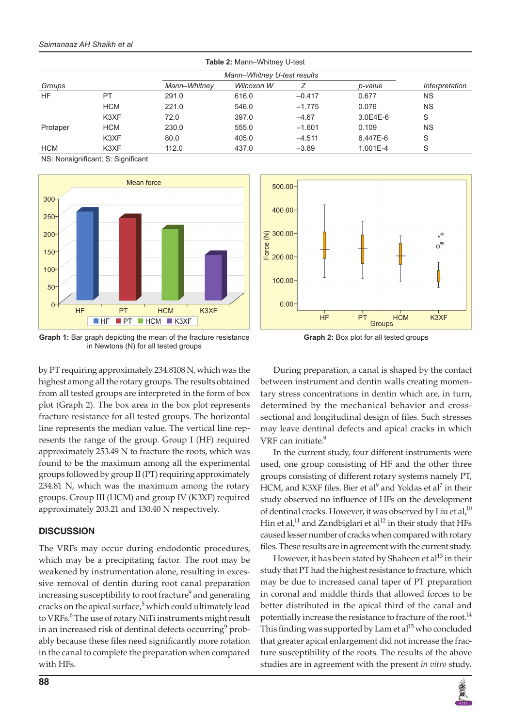**Table 2:** Mann–Whitney U-test

| *Groups* | | *Mann–Whitney U-test results* | | | | *Interpretation* |
|---|---|---|---|---|---|---|
| | | *Mann–Whitney* | *Wilcoxon W* | *Z* | *p-value* | |
| HF | PT | 291.0 | 616.0 | −0.417 | 0.677 | NS |
| | HCM | 221.0 | 546.0 | −1.775 | 0.076 | NS |
| | K3XF | 72.0 | 397.0 | −4.67 | 3.0E4E-6 | S |
| Protaper | HCM | 230.0 | 555.0 | −1.601 | 0.109 | NS |
| | K3XF | 80.0 | 405.0 | −4.511 | 6.447E-6 | S |
| HCM | K3XF | 112.0 | 437.0 | −3.89 | 1.001E-4 | S |

NS: Nonsignificant; S: Significant

**Graph 1:** Bar graph depicting the mean of the fracture resistance in Newtons (N) for all tested groups

**Graph 2:** Box plot for all tested groups

by PT requiring approximately 234.8108 N, which was the highest among all the rotary groups. The results obtained from all tested groups are interpreted in the form of box plot (Graph 2). The box area in the box plot represents fracture resistance for all tested groups. The horizontal line represents the median value. The vertical line represents the range of the group. Group I (HF) required approximately 253.49 N to fracture the roots, which was found to be the maximum among all the experimental groups followed by group II (PT) requiring approximately 234.81 N, which was the maximum among the rotary groups. Group III (HCM) and group IV (K3XF) required approximately 203.21 and 130.40 N respectively.

## DISCUSSION

The VRFs may occur during endodontic procedures, which may be a precipitating factor. The root may be weakened by instrumentation alone, resulting in excessive removal of dentin during root canal preparation increasing susceptibility to root fracture[9] and generating cracks on the apical surface,[5] which could ultimately lead to VRFs.[6] The use of rotary NiTi instruments might result in an increased risk of dentinal defects occurring[9] probably because these files need significantly more rotation in the canal to complete the preparation when compared with HFs.

During preparation, a canal is shaped by the contact between instrument and dentin walls creating momentary stress concentrations in dentin which are, in turn, determined by the mechanical behavior and cross-sectional and longitudinal design of files. Such stresses may leave dentinal defects and apical cracks in which VRF can initiate.[9]

In the current study, four different instruments were used, one group consisting of HF and the other three groups consisting of different rotary systems namely PT, HCM, and K3XF files. Bier et al[9] and Yoldas et al[7] in their study observed no influence of HFs on the development of dentinal cracks. However, it was observed by Liu et al,[10] Hin et al,[11] and Zandbiglari et al[12] in their study that HFs caused lesser number of cracks when compared with rotary files. These results are in agreement with the current study.

However, it has been stated by Shaheen et al[13] in their study that PT had the highest resistance to fracture, which may be due to increased canal taper of PT preparation in coronal and middle thirds that allowed forces to be better distributed in the apical third of the canal and potentially increase the resistance to fracture of the root.[14] This finding was supported by Lam et al[15] who concluded that greater apical enlargement did not increase the fracture susceptibility of the roots. The results of the above studies are in agreement with the present *in vitro* study.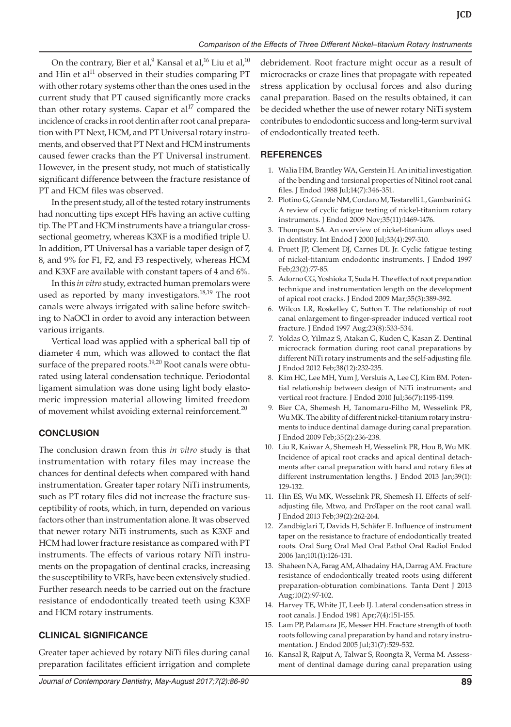On the contrary, Bier et al,[9] Kansal et al,[16] Liu et al,[10] and Hin et al[11] observed in their studies comparing PT with other rotary systems other than the ones used in the current study that PT caused significantly more cracks than other rotary systems. Capar et al[17] compared the incidence of cracks in root dentin after root canal preparation with PT Next, HCM, and PT Universal rotary instruments, and observed that PT Next and HCM instruments caused fewer cracks than the PT Universal instrument. However, in the present study, not much of statistically significant difference between the fracture resistance of PT and HCM files was observed.

In the present study, all of the tested rotary instruments had noncutting tips except HFs having an active cutting tip. The PT and HCM instruments have a triangular cross-sectional geometry, whereas K3XF is a modified triple U. In addition, PT Universal has a variable taper design of 7, 8, and 9% for F1, F2, and F3 respectively, whereas HCM and K3XF are available with constant tapers of 4 and 6%.

In this *in vitro* study, extracted human premolars were used as reported by many investigators.[18,19] The root canals were always irrigated with saline before switching to NaOCl in order to avoid any interaction between various irrigants.

Vertical load was applied with a spherical ball tip of diameter 4 mm, which was allowed to contact the flat surface of the prepared roots.[19,20] Root canals were obturated using lateral condensation technique. Periodontal ligament simulation was done using light body elastomeric impression material allowing limited freedom of movement whilst avoiding external reinforcement.[20]

## CONCLUSION

The conclusion drawn from this *in vitro* study is that instrumentation with rotary files may increase the chances for dentinal defects when compared with hand instrumentation. Greater taper rotary NiTi instruments, such as PT rotary files did not increase the fracture susceptibility of roots, which, in turn, depended on various factors other than instrumentation alone. It was observed that newer rotary NiTi instruments, such as K3XF and HCM had lower fracture resistance as compared with PT instruments. The effects of various rotary NiTi instruments on the propagation of dentinal cracks, increasing the susceptibility to VRFs, have been extensively studied. Further research needs to be carried out on the fracture resistance of endodontically treated teeth using K3XF and HCM rotary instruments.

## CLINICAL SIGNIFICANCE

Greater taper achieved by rotary NiTi files during canal preparation facilitates efficient irrigation and complete debridement. Root fracture might occur as a result of microcracks or craze lines that propagate with repeated stress application by occlusal forces and also during canal preparation. Based on the results obtained, it can be decided whether the use of newer rotary NiTi system contributes to endodontic success and long-term survival of endodontically treated teeth.

## REFERENCES

1. Walia HM, Brantley WA, Gerstein H. An initial investigation of the bending and torsional properties of Nitinol root canal files. J Endod 1988 Jul;14(7):346-351.
2. Plotino G, Grande NM, Cordaro M, Testarelli L, Gambarini G. A review of cyclic fatigue testing of nickel-titanium rotary instruments. J Endod 2009 Nov;35(11):1469-1476.
3. Thompson SA. An overview of nickel-titanium alloys used in dentistry. Int Endod J 2000 Jul;33(4):297-310.
4. Pruett JP, Clement DJ, Carnes DL Jr. Cyclic fatigue testing of nickel-titanium endodontic instruments. J Endod 1997 Feb;23(2):77-85.
5. Adorno CG, Yoshioka T, Suda H. The effect of root preparation technique and instrumentation length on the development of apical root cracks. J Endod 2009 Mar;35(3):389-392.
6. Wilcox LR, Roskelley C, Sutton T. The relationship of root canal enlargement to finger-spreader induced vertical root fracture. J Endod 1997 Aug;23(8):533-534.
7. Yoldas O, Yilmaz S, Atakan G, Kuden C, Kasan Z. Dentinal microcrack formation during root canal preparations by different NiTi rotary instruments and the self-adjusting file. J Endod 2012 Feb;38(12):232-235.
8. Kim HC, Lee MH, Yum J, Versluis A, Lee CJ, Kim BM. Potential relationship between design of NiTi instruments and vertical root fracture. J Endod 2010 Jul;36(7):1195-1199.
9. Bier CA, Shemesh H, Tanomaru-Filho M, Wesselink PR, Wu MK. The ability of different nickel-titanium rotary instruments to induce dentinal damage during canal preparation. J Endod 2009 Feb;35(2):236-238.
10. Liu R, Kaiwar A, Shemesh H, Wesselink PR, Hou B, Wu MK. Incidence of apical root cracks and apical dentinal detachments after canal preparation with hand and rotary files at different instrumentation lengths. J Endod 2013 Jan;39(1):129-132.
11. Hin ES, Wu MK, Wesselink PR, Shemesh H. Effects of self-adjusting file, Mtwo, and ProTaper on the root canal wall. J Endod 2013 Feb;39(2):262-264.
12. Zandbiglari T, Davids H, Schäfer E. Influence of instrument taper on the resistance to fracture of endodontically treated roots. Oral Surg Oral Med Oral Pathol Oral Radiol Endod 2006 Jan;101(1):126-131.
13. Shaheen NA, Farag AM, Alhadainy HA, Darrag AM. Fracture resistance of endodontically treated roots using different preparation-obturation combinations. Tanta Dent J 2013 Aug;10(2):97-102.
14. Harvey TE, White JT, Leeb IJ. Lateral condensation stress in root canals. J Endod 1981 Apr;7(4):151-155.
15. Lam PP, Palamara JE, Messer HH. Fracture strength of tooth roots following canal preparation by hand and rotary instrumentation. J Endod 2005 Jul;31(7):529-532.
16. Kansal R, Rajput A, Talwar S, Roongta R, Verma M. Assessment of dentinal damage during canal preparation using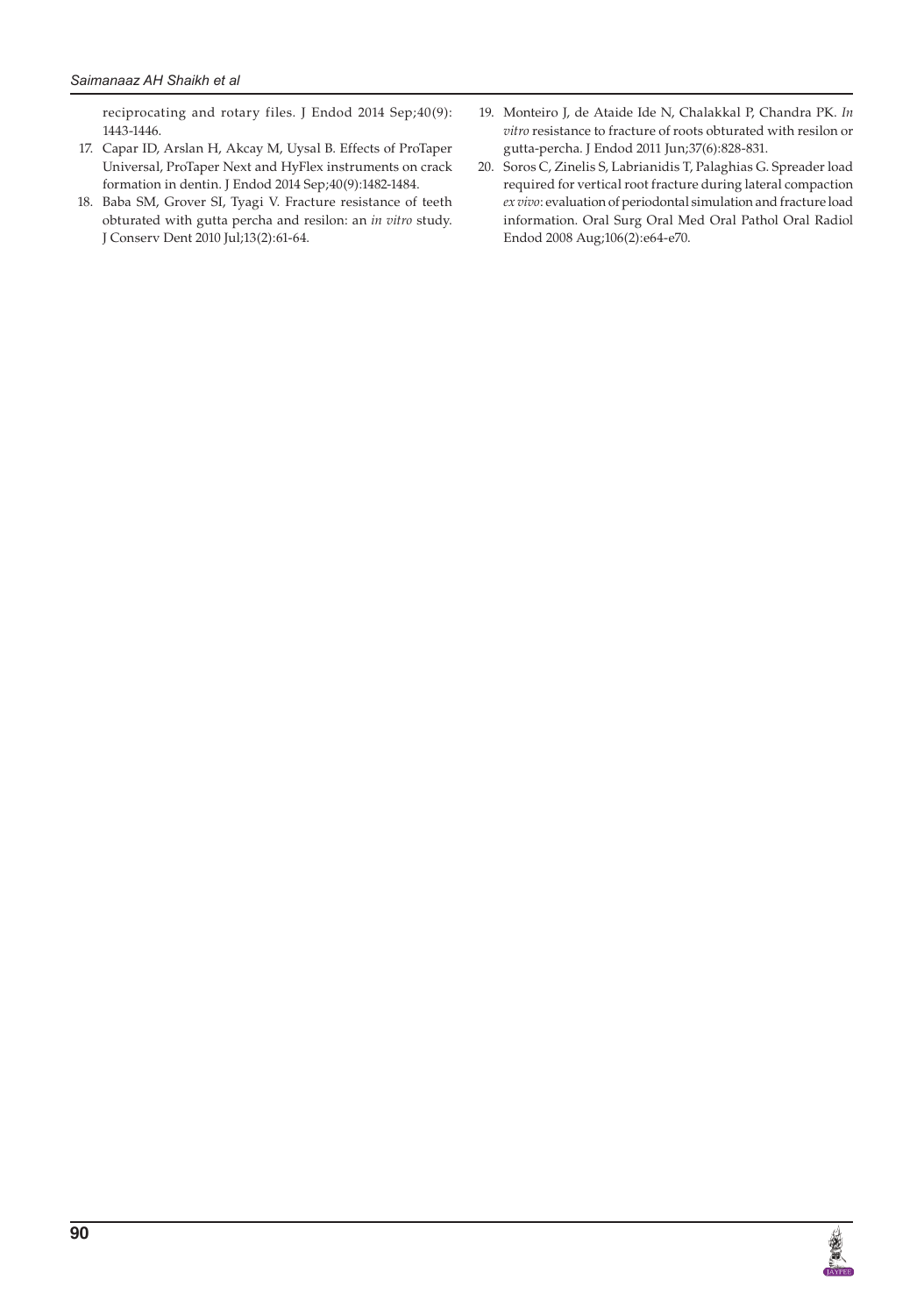reciprocating and rotary files. J Endod 2014 Sep;40(9): 1443-1446.

17. Capar ID, Arslan H, Akcay M, Uysal B. Effects of ProTaper Universal, ProTaper Next and HyFlex instruments on crack formation in dentin. J Endod 2014 Sep;40(9):1482-1484.
18. Baba SM, Grover SI, Tyagi V. Fracture resistance of teeth obturated with gutta percha and resilon: an *in vitro* study. J Conserv Dent 2010 Jul;13(2):61-64.
19. Monteiro J, de Ataide Ide N, Chalakkal P, Chandra PK. *In vitro* resistance to fracture of roots obturated with resilon or gutta-percha. J Endod 2011 Jun;37(6):828-831.
20. Soros C, Zinelis S, Labrianidis T, Palaghias G. Spreader load required for vertical root fracture during lateral compaction *ex vivo*: evaluation of periodontal simulation and fracture load information. Oral Surg Oral Med Oral Pathol Oral Radiol Endod 2008 Aug;106(2):e64-e70.